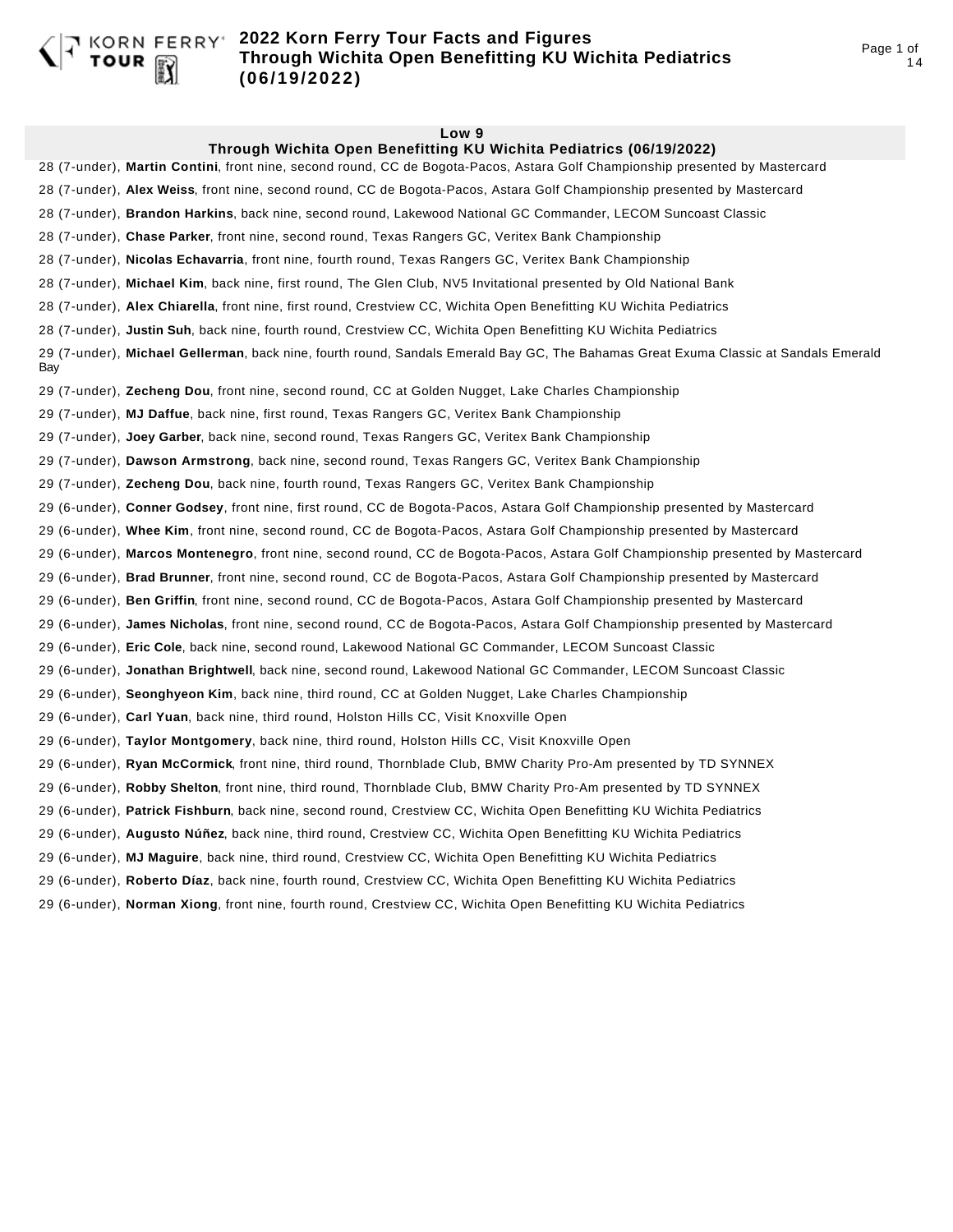# 2022 Korn Ferry Tour Facts and Figures Through Wichita Open Benefitting KU Wichita Pediatrics (06/19/2022)

## Low 9
### Through Wichita Open Benefitting KU Wichita Pediatrics (06/19/2022)

28 (7-under), **Martin Contini**, front nine, second round, CC de Bogota-Pacos, Astara Golf Championship presented by Mastercard

28 (7-under), **Alex Weiss**, front nine, second round, CC de Bogota-Pacos, Astara Golf Championship presented by Mastercard

28 (7-under), **Brandon Harkins**, back nine, second round, Lakewood National GC Commander, LECOM Suncoast Classic

28 (7-under), **Chase Parker**, front nine, second round, Texas Rangers GC, Veritex Bank Championship

28 (7-under), **Nicolas Echavarria**, front nine, fourth round, Texas Rangers GC, Veritex Bank Championship

28 (7-under), **Michael Kim**, back nine, first round, The Glen Club, NV5 Invitational presented by Old National Bank

28 (7-under), **Alex Chiarella**, front nine, first round, Crestview CC, Wichita Open Benefitting KU Wichita Pediatrics

28 (7-under), **Justin Suh**, back nine, fourth round, Crestview CC, Wichita Open Benefitting KU Wichita Pediatrics

29 (7-under), **Michael Gellerman**, back nine, fourth round, Sandals Emerald Bay GC, The Bahamas Great Exuma Classic at Sandals Emerald Bay

29 (7-under), **Zecheng Dou**, front nine, second round, CC at Golden Nugget, Lake Charles Championship

29 (7-under), **MJ Daffue**, back nine, first round, Texas Rangers GC, Veritex Bank Championship

29 (7-under), **Joey Garber**, back nine, second round, Texas Rangers GC, Veritex Bank Championship

29 (7-under), **Dawson Armstrong**, back nine, second round, Texas Rangers GC, Veritex Bank Championship

29 (7-under), **Zecheng Dou**, back nine, fourth round, Texas Rangers GC, Veritex Bank Championship

29 (6-under), **Conner Godsey**, front nine, first round, CC de Bogota-Pacos, Astara Golf Championship presented by Mastercard

29 (6-under), **Whee Kim**, front nine, second round, CC de Bogota-Pacos, Astara Golf Championship presented by Mastercard

29 (6-under), **Marcos Montenegro**, front nine, second round, CC de Bogota-Pacos, Astara Golf Championship presented by Mastercard

29 (6-under), **Brad Brunner**, front nine, second round, CC de Bogota-Pacos, Astara Golf Championship presented by Mastercard

29 (6-under), **Ben Griffin**, front nine, second round, CC de Bogota-Pacos, Astara Golf Championship presented by Mastercard

29 (6-under), **James Nicholas**, front nine, second round, CC de Bogota-Pacos, Astara Golf Championship presented by Mastercard

29 (6-under), **Eric Cole**, back nine, second round, Lakewood National GC Commander, LECOM Suncoast Classic

29 (6-under), **Jonathan Brightwell**, back nine, second round, Lakewood National GC Commander, LECOM Suncoast Classic

29 (6-under), **Seonghyeon Kim**, back nine, third round, CC at Golden Nugget, Lake Charles Championship

29 (6-under), **Carl Yuan**, back nine, third round, Holston Hills CC, Visit Knoxville Open

29 (6-under), **Taylor Montgomery**, back nine, third round, Holston Hills CC, Visit Knoxville Open

29 (6-under), **Ryan McCormick**, front nine, third round, Thornblade Club, BMW Charity Pro-Am presented by TD SYNNEX

29 (6-under), **Robby Shelton**, front nine, third round, Thornblade Club, BMW Charity Pro-Am presented by TD SYNNEX

29 (6-under), **Patrick Fishburn**, back nine, second round, Crestview CC, Wichita Open Benefitting KU Wichita Pediatrics

29 (6-under), **Augusto Núñez**, back nine, third round, Crestview CC, Wichita Open Benefitting KU Wichita Pediatrics

29 (6-under), **MJ Maguire**, back nine, third round, Crestview CC, Wichita Open Benefitting KU Wichita Pediatrics

29 (6-under), **Roberto Díaz**, back nine, fourth round, Crestview CC, Wichita Open Benefitting KU Wichita Pediatrics

29 (6-under), **Norman Xiong**, front nine, fourth round, Crestview CC, Wichita Open Benefitting KU Wichita Pediatrics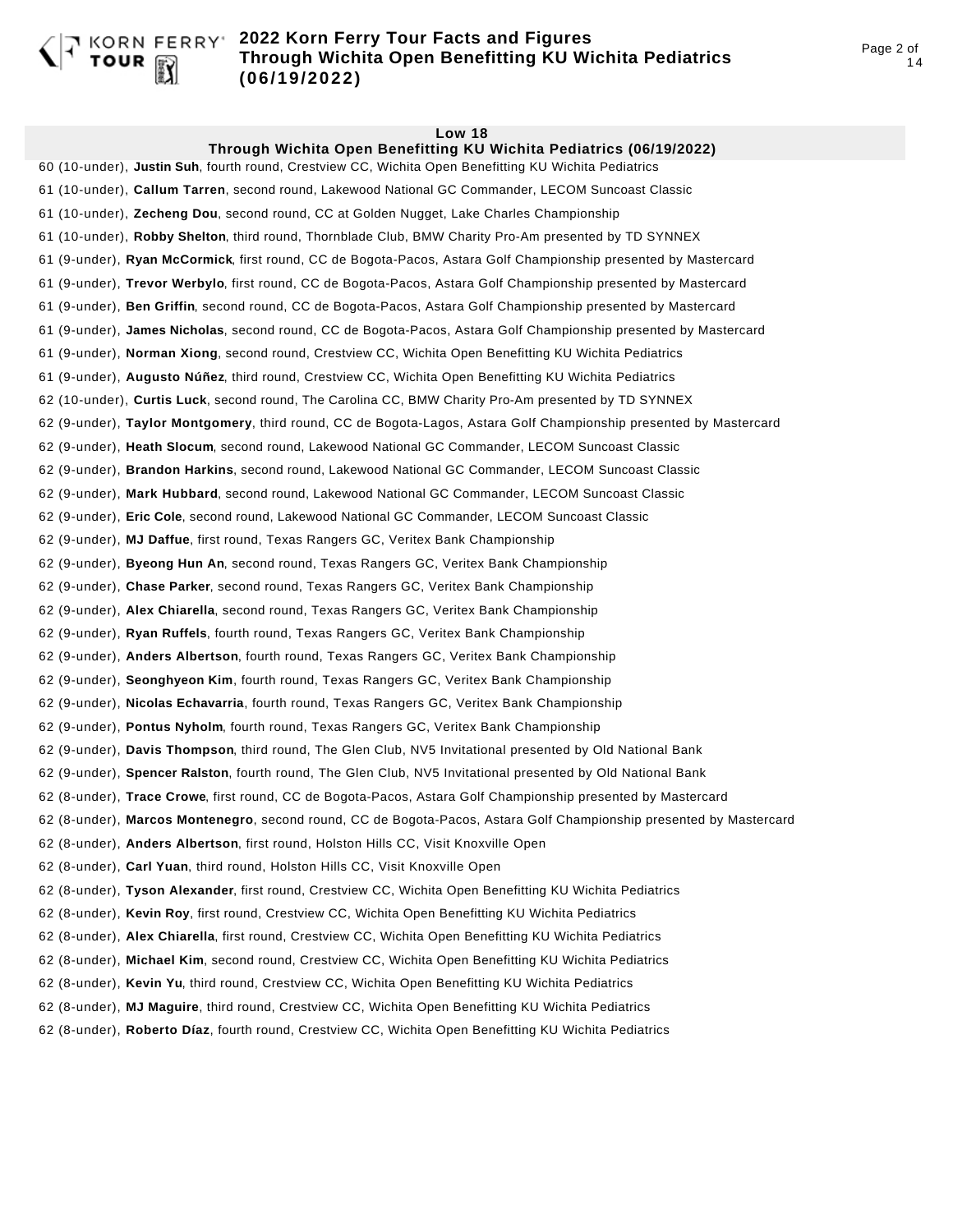## Low 18

### Through Wichita Open Benefitting KU Wichita Pediatrics (06/19/2022)

60 (10-under), **Justin Suh**, fourth round, Crestview CC, Wichita Open Benefitting KU Wichita Pediatrics

61 (10-under), **Callum Tarren**, second round, Lakewood National GC Commander, LECOM Suncoast Classic

61 (10-under), **Zecheng Dou**, second round, CC at Golden Nugget, Lake Charles Championship

61 (10-under), **Robby Shelton**, third round, Thornblade Club, BMW Charity Pro-Am presented by TD SYNNEX

61 (9-under), **Ryan McCormick**, first round, CC de Bogota-Pacos, Astara Golf Championship presented by Mastercard

61 (9-under), **Trevor Werbylo**, first round, CC de Bogota-Pacos, Astara Golf Championship presented by Mastercard

61 (9-under), **Ben Griffin**, second round, CC de Bogota-Pacos, Astara Golf Championship presented by Mastercard

61 (9-under), **James Nicholas**, second round, CC de Bogota-Pacos, Astara Golf Championship presented by Mastercard

61 (9-under), **Norman Xiong**, second round, Crestview CC, Wichita Open Benefitting KU Wichita Pediatrics

61 (9-under), **Augusto Núñez**, third round, Crestview CC, Wichita Open Benefitting KU Wichita Pediatrics

62 (10-under), **Curtis Luck**, second round, The Carolina CC, BMW Charity Pro-Am presented by TD SYNNEX

62 (9-under), **Taylor Montgomery**, third round, CC de Bogota-Lagos, Astara Golf Championship presented by Mastercard

62 (9-under), **Heath Slocum**, second round, Lakewood National GC Commander, LECOM Suncoast Classic

62 (9-under), **Brandon Harkins**, second round, Lakewood National GC Commander, LECOM Suncoast Classic

62 (9-under), **Mark Hubbard**, second round, Lakewood National GC Commander, LECOM Suncoast Classic

62 (9-under), **Eric Cole**, second round, Lakewood National GC Commander, LECOM Suncoast Classic

62 (9-under), **MJ Daffue**, first round, Texas Rangers GC, Veritex Bank Championship

62 (9-under), **Byeong Hun An**, second round, Texas Rangers GC, Veritex Bank Championship

62 (9-under), **Chase Parker**, second round, Texas Rangers GC, Veritex Bank Championship

62 (9-under), **Alex Chiarella**, second round, Texas Rangers GC, Veritex Bank Championship

62 (9-under), **Ryan Ruffels**, fourth round, Texas Rangers GC, Veritex Bank Championship

62 (9-under), **Anders Albertson**, fourth round, Texas Rangers GC, Veritex Bank Championship

62 (9-under), **Seonghyeon Kim**, fourth round, Texas Rangers GC, Veritex Bank Championship

62 (9-under), **Nicolas Echavarria**, fourth round, Texas Rangers GC, Veritex Bank Championship

62 (9-under), **Pontus Nyholm**, fourth round, Texas Rangers GC, Veritex Bank Championship

62 (9-under), **Davis Thompson**, third round, The Glen Club, NV5 Invitational presented by Old National Bank

62 (9-under), **Spencer Ralston**, fourth round, The Glen Club, NV5 Invitational presented by Old National Bank

62 (8-under), **Trace Crowe**, first round, CC de Bogota-Pacos, Astara Golf Championship presented by Mastercard

62 (8-under), **Marcos Montenegro**, second round, CC de Bogota-Pacos, Astara Golf Championship presented by Mastercard

62 (8-under), **Anders Albertson**, first round, Holston Hills CC, Visit Knoxville Open

62 (8-under), **Carl Yuan**, third round, Holston Hills CC, Visit Knoxville Open

62 (8-under), **Tyson Alexander**, first round, Crestview CC, Wichita Open Benefitting KU Wichita Pediatrics

62 (8-under), **Kevin Roy**, first round, Crestview CC, Wichita Open Benefitting KU Wichita Pediatrics

62 (8-under), **Alex Chiarella**, first round, Crestview CC, Wichita Open Benefitting KU Wichita Pediatrics

62 (8-under), **Michael Kim**, second round, Crestview CC, Wichita Open Benefitting KU Wichita Pediatrics

62 (8-under), **Kevin Yu**, third round, Crestview CC, Wichita Open Benefitting KU Wichita Pediatrics

62 (8-under), **MJ Maguire**, third round, Crestview CC, Wichita Open Benefitting KU Wichita Pediatrics

62 (8-under), **Roberto Díaz**, fourth round, Crestview CC, Wichita Open Benefitting KU Wichita Pediatrics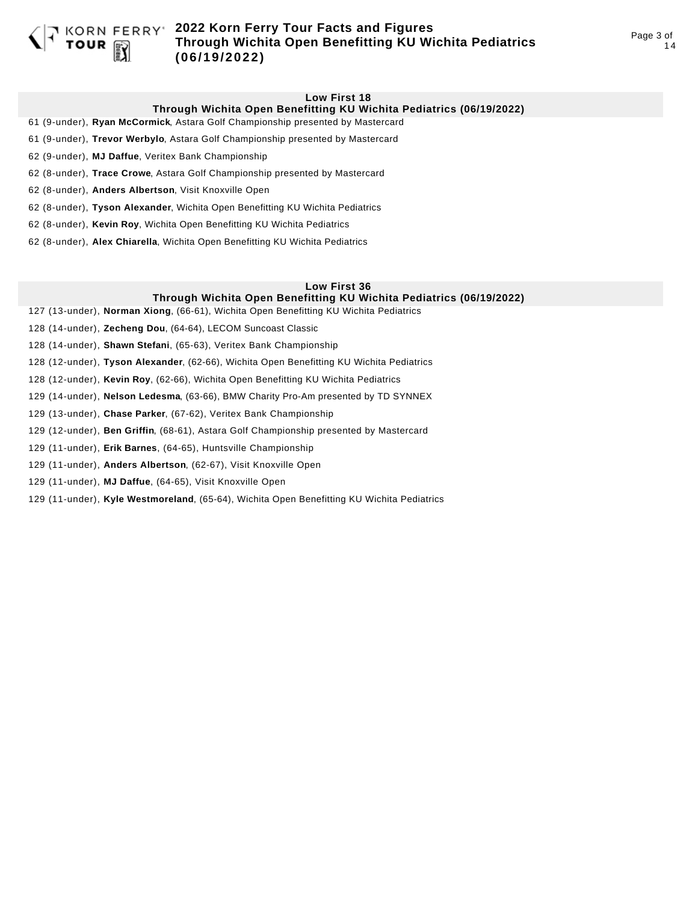## Low First 18
### Through Wichita Open Benefitting KU Wichita Pediatrics (06/19/2022)

61 (9-under), **Ryan McCormick**, Astara Golf Championship presented by Mastercard

61 (9-under), **Trevor Werbylo**, Astara Golf Championship presented by Mastercard

62 (9-under), **MJ Daffue**, Veritex Bank Championship

62 (8-under), **Trace Crowe**, Astara Golf Championship presented by Mastercard

62 (8-under), **Anders Albertson**, Visit Knoxville Open

62 (8-under), **Tyson Alexander**, Wichita Open Benefitting KU Wichita Pediatrics

62 (8-under), **Kevin Roy**, Wichita Open Benefitting KU Wichita Pediatrics

62 (8-under), **Alex Chiarella**, Wichita Open Benefitting KU Wichita Pediatrics

## Low First 36
### Through Wichita Open Benefitting KU Wichita Pediatrics (06/19/2022)

127 (13-under), **Norman Xiong**, (66-61), Wichita Open Benefitting KU Wichita Pediatrics

128 (14-under), **Zecheng Dou**, (64-64), LECOM Suncoast Classic

128 (14-under), **Shawn Stefani**, (65-63), Veritex Bank Championship

128 (12-under), **Tyson Alexander**, (62-66), Wichita Open Benefitting KU Wichita Pediatrics

128 (12-under), **Kevin Roy**, (62-66), Wichita Open Benefitting KU Wichita Pediatrics

129 (14-under), **Nelson Ledesma**, (63-66), BMW Charity Pro-Am presented by TD SYNNEX

129 (13-under), **Chase Parker**, (67-62), Veritex Bank Championship

129 (12-under), **Ben Griffin**, (68-61), Astara Golf Championship presented by Mastercard

129 (11-under), **Erik Barnes**, (64-65), Huntsville Championship

129 (11-under), **Anders Albertson**, (62-67), Visit Knoxville Open

129 (11-under), **MJ Daffue**, (64-65), Visit Knoxville Open

129 (11-under), **Kyle Westmoreland**, (65-64), Wichita Open Benefitting KU Wichita Pediatrics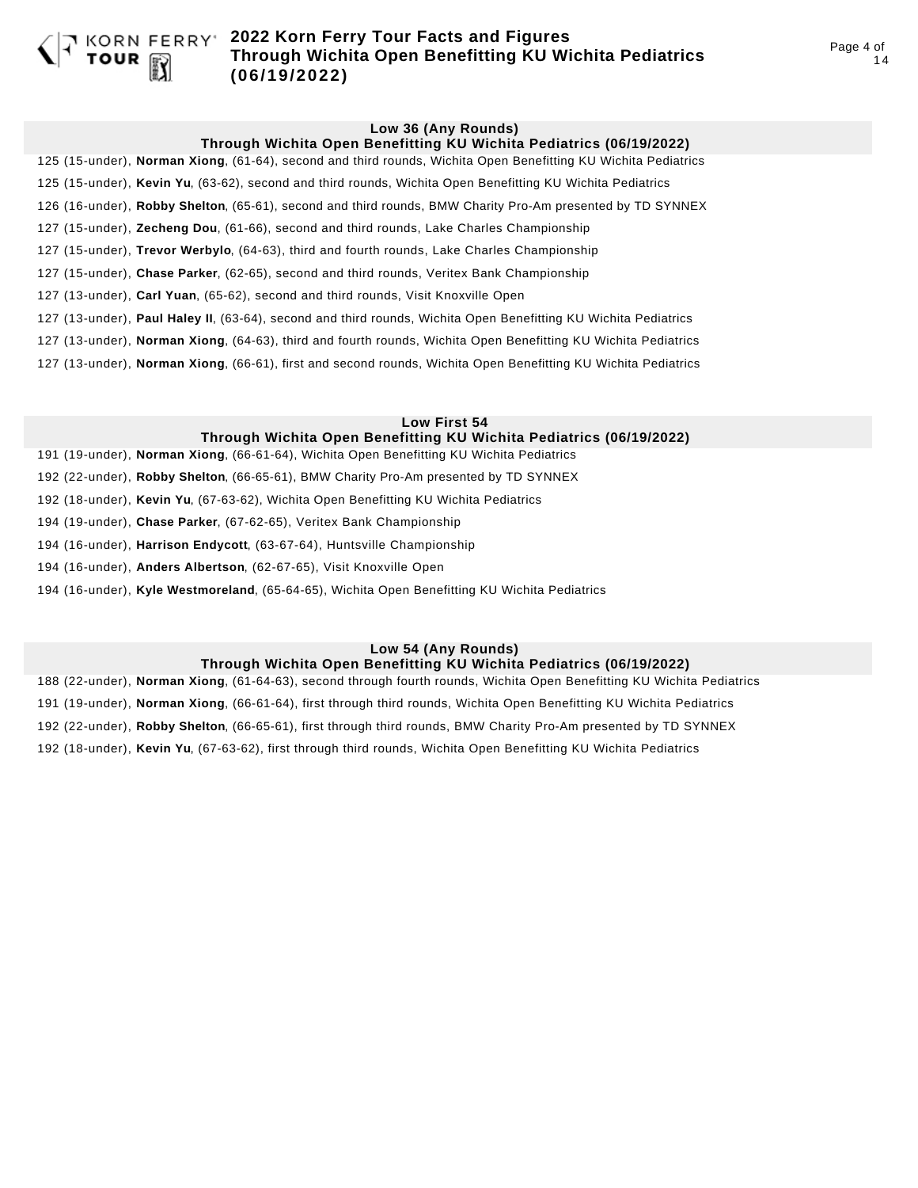## Low 36 (Any Rounds)
### Through Wichita Open Benefitting KU Wichita Pediatrics (06/19/2022)

125 (15-under), **Norman Xiong**, (61-64), second and third rounds, Wichita Open Benefitting KU Wichita Pediatrics

125 (15-under), **Kevin Yu**, (63-62), second and third rounds, Wichita Open Benefitting KU Wichita Pediatrics

126 (16-under), **Robby Shelton**, (65-61), second and third rounds, BMW Charity Pro-Am presented by TD SYNNEX

127 (15-under), **Zecheng Dou**, (61-66), second and third rounds, Lake Charles Championship

127 (15-under), **Trevor Werbylo**, (64-63), third and fourth rounds, Lake Charles Championship

127 (15-under), **Chase Parker**, (62-65), second and third rounds, Veritex Bank Championship

127 (13-under), **Carl Yuan**, (65-62), second and third rounds, Visit Knoxville Open

127 (13-under), **Paul Haley II**, (63-64), second and third rounds, Wichita Open Benefitting KU Wichita Pediatrics

127 (13-under), **Norman Xiong**, (64-63), third and fourth rounds, Wichita Open Benefitting KU Wichita Pediatrics

127 (13-under), **Norman Xiong**, (66-61), first and second rounds, Wichita Open Benefitting KU Wichita Pediatrics

## Low First 54
### Through Wichita Open Benefitting KU Wichita Pediatrics (06/19/2022)

191 (19-under), **Norman Xiong**, (66-61-64), Wichita Open Benefitting KU Wichita Pediatrics

192 (22-under), **Robby Shelton**, (66-65-61), BMW Charity Pro-Am presented by TD SYNNEX

192 (18-under), **Kevin Yu**, (67-63-62), Wichita Open Benefitting KU Wichita Pediatrics

194 (19-under), **Chase Parker**, (67-62-65), Veritex Bank Championship

194 (16-under), **Harrison Endycott**, (63-67-64), Huntsville Championship

194 (16-under), **Anders Albertson**, (62-67-65), Visit Knoxville Open

194 (16-under), **Kyle Westmoreland**, (65-64-65), Wichita Open Benefitting KU Wichita Pediatrics

## Low 54 (Any Rounds)
### Through Wichita Open Benefitting KU Wichita Pediatrics (06/19/2022)

188 (22-under), **Norman Xiong**, (61-64-63), second through fourth rounds, Wichita Open Benefitting KU Wichita Pediatrics

191 (19-under), **Norman Xiong**, (66-61-64), first through third rounds, Wichita Open Benefitting KU Wichita Pediatrics

192 (22-under), **Robby Shelton**, (66-65-61), first through third rounds, BMW Charity Pro-Am presented by TD SYNNEX

192 (18-under), **Kevin Yu**, (67-63-62), first through third rounds, Wichita Open Benefitting KU Wichita Pediatrics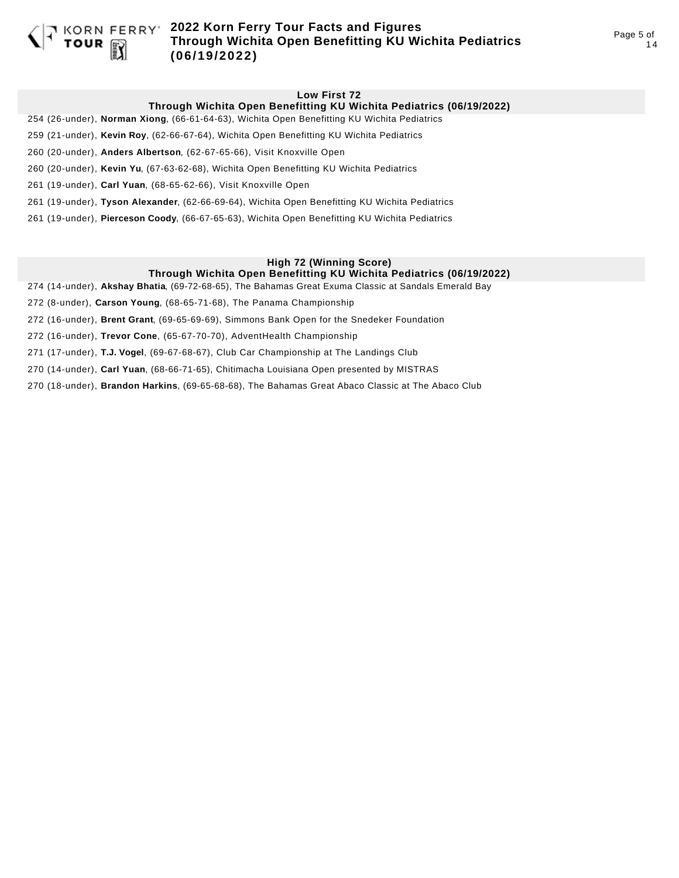## Low First 72
### Through Wichita Open Benefitting KU Wichita Pediatrics (06/19/2022)

254 (26-under), **Norman Xiong**, (66-61-64-63), Wichita Open Benefitting KU Wichita Pediatrics

259 (21-under), **Kevin Roy**, (62-66-67-64), Wichita Open Benefitting KU Wichita Pediatrics

260 (20-under), **Anders Albertson**, (62-67-65-66), Visit Knoxville Open

260 (20-under), **Kevin Yu**, (67-63-62-68), Wichita Open Benefitting KU Wichita Pediatrics

261 (19-under), **Carl Yuan**, (68-65-62-66), Visit Knoxville Open

261 (19-under), **Tyson Alexander**, (62-66-69-64), Wichita Open Benefitting KU Wichita Pediatrics

261 (19-under), **Pierceson Coody**, (66-67-65-63), Wichita Open Benefitting KU Wichita Pediatrics

## High 72 (Winning Score)
### Through Wichita Open Benefitting KU Wichita Pediatrics (06/19/2022)

274 (14-under), **Akshay Bhatia**, (69-72-68-65), The Bahamas Great Exuma Classic at Sandals Emerald Bay

272 (8-under), **Carson Young**, (68-65-71-68), The Panama Championship

272 (16-under), **Brent Grant**, (69-65-69-69), Simmons Bank Open for the Snedeker Foundation

272 (16-under), **Trevor Cone**, (65-67-70-70), AdventHealth Championship

271 (17-under), **T.J. Vogel**, (69-67-68-67), Club Car Championship at The Landings Club

270 (14-under), **Carl Yuan**, (68-66-71-65), Chitimacha Louisiana Open presented by MISTRAS

270 (18-under), **Brandon Harkins**, (69-65-68-68), The Bahamas Great Abaco Classic at The Abaco Club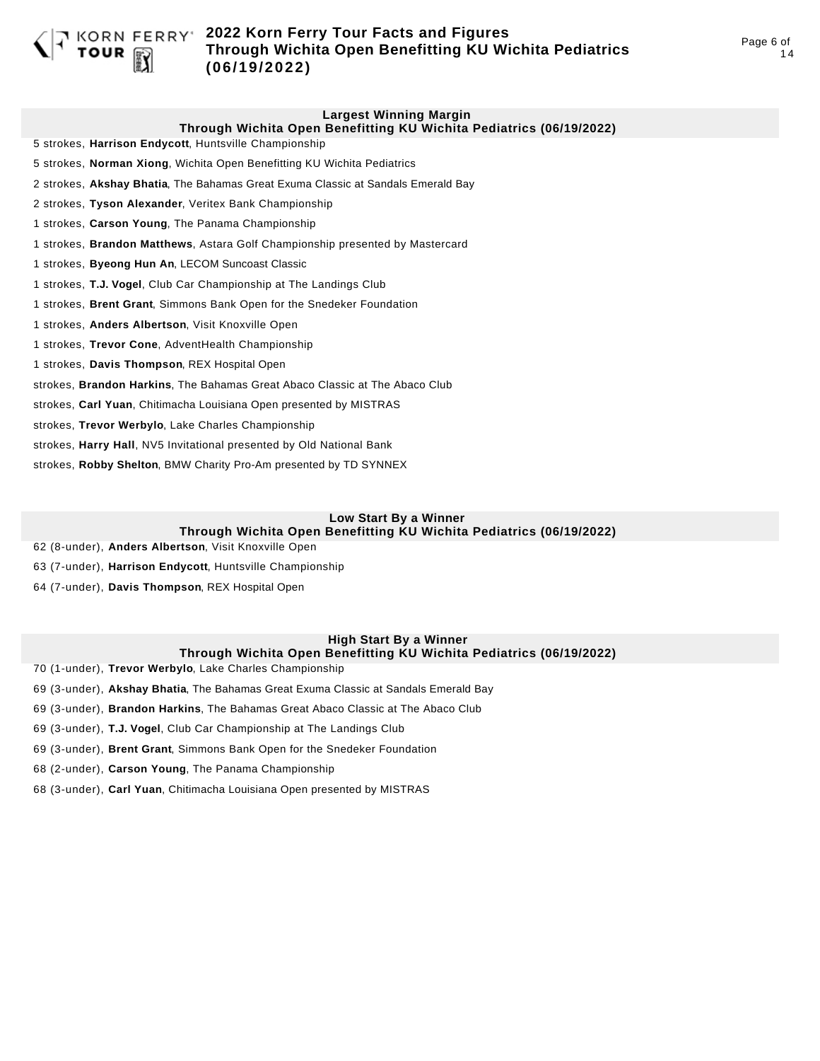## Largest Winning Margin
### Through Wichita Open Benefitting KU Wichita Pediatrics (06/19/2022)

5 strokes, **Harrison Endycott**, Huntsville Championship

5 strokes, **Norman Xiong**, Wichita Open Benefitting KU Wichita Pediatrics

2 strokes, **Akshay Bhatia**, The Bahamas Great Exuma Classic at Sandals Emerald Bay

2 strokes, **Tyson Alexander**, Veritex Bank Championship

1 strokes, **Carson Young**, The Panama Championship

1 strokes, **Brandon Matthews**, Astara Golf Championship presented by Mastercard

1 strokes, **Byeong Hun An**, LECOM Suncoast Classic

1 strokes, **T.J. Vogel**, Club Car Championship at The Landings Club

1 strokes, **Brent Grant**, Simmons Bank Open for the Snedeker Foundation

1 strokes, **Anders Albertson**, Visit Knoxville Open

1 strokes, **Trevor Cone**, AdventHealth Championship

1 strokes, **Davis Thompson**, REX Hospital Open

strokes, **Brandon Harkins**, The Bahamas Great Abaco Classic at The Abaco Club

strokes, **Carl Yuan**, Chitimacha Louisiana Open presented by MISTRAS

strokes, **Trevor Werbylo**, Lake Charles Championship

strokes, **Harry Hall**, NV5 Invitational presented by Old National Bank

strokes, **Robby Shelton**, BMW Charity Pro-Am presented by TD SYNNEX

## Low Start By a Winner
### Through Wichita Open Benefitting KU Wichita Pediatrics (06/19/2022)

62 (8-under), **Anders Albertson**, Visit Knoxville Open

63 (7-under), **Harrison Endycott**, Huntsville Championship

64 (7-under), **Davis Thompson**, REX Hospital Open

## High Start By a Winner
### Through Wichita Open Benefitting KU Wichita Pediatrics (06/19/2022)

70 (1-under), **Trevor Werbylo**, Lake Charles Championship

69 (3-under), **Akshay Bhatia**, The Bahamas Great Exuma Classic at Sandals Emerald Bay

69 (3-under), **Brandon Harkins**, The Bahamas Great Abaco Classic at The Abaco Club

69 (3-under), **T.J. Vogel**, Club Car Championship at The Landings Club

69 (3-under), **Brent Grant**, Simmons Bank Open for the Snedeker Foundation

68 (2-under), **Carson Young**, The Panama Championship

68 (3-under), **Carl Yuan**, Chitimacha Louisiana Open presented by MISTRAS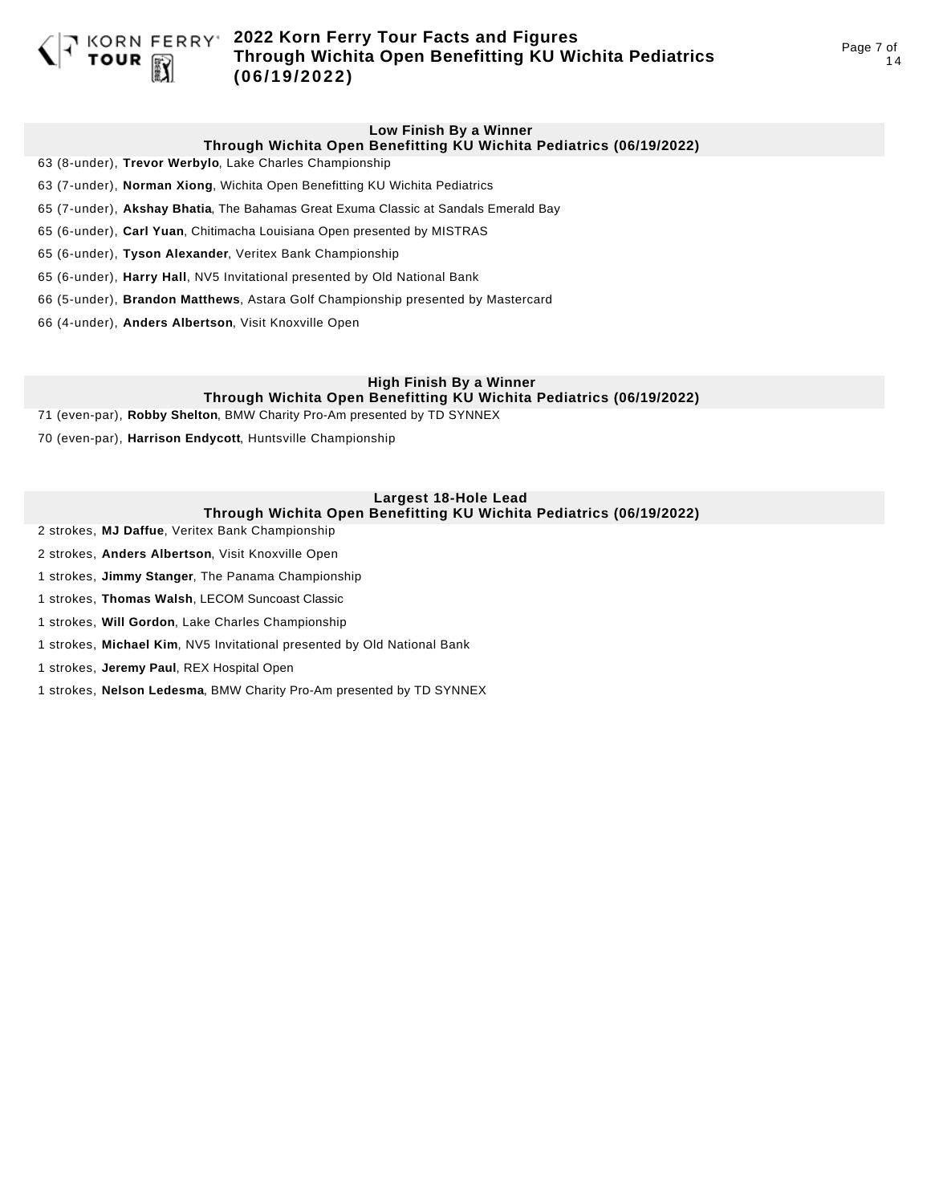## Low Finish By a Winner
### Through Wichita Open Benefitting KU Wichita Pediatrics (06/19/2022)

63 (8-under), **Trevor Werbylo**, Lake Charles Championship

63 (7-under), **Norman Xiong**, Wichita Open Benefitting KU Wichita Pediatrics

65 (7-under), **Akshay Bhatia**, The Bahamas Great Exuma Classic at Sandals Emerald Bay

65 (6-under), **Carl Yuan**, Chitimacha Louisiana Open presented by MISTRAS

65 (6-under), **Tyson Alexander**, Veritex Bank Championship

65 (6-under), **Harry Hall**, NV5 Invitational presented by Old National Bank

66 (5-under), **Brandon Matthews**, Astara Golf Championship presented by Mastercard

66 (4-under), **Anders Albertson**, Visit Knoxville Open

## High Finish By a Winner
### Through Wichita Open Benefitting KU Wichita Pediatrics (06/19/2022)

71 (even-par), **Robby Shelton**, BMW Charity Pro-Am presented by TD SYNNEX

70 (even-par), **Harrison Endycott**, Huntsville Championship

## Largest 18-Hole Lead
### Through Wichita Open Benefitting KU Wichita Pediatrics (06/19/2022)

2 strokes, **MJ Daffue**, Veritex Bank Championship

2 strokes, **Anders Albertson**, Visit Knoxville Open

1 strokes, **Jimmy Stanger**, The Panama Championship

1 strokes, **Thomas Walsh**, LECOM Suncoast Classic

1 strokes, **Will Gordon**, Lake Charles Championship

1 strokes, **Michael Kim**, NV5 Invitational presented by Old National Bank

1 strokes, **Jeremy Paul**, REX Hospital Open

1 strokes, **Nelson Ledesma**, BMW Charity Pro-Am presented by TD SYNNEX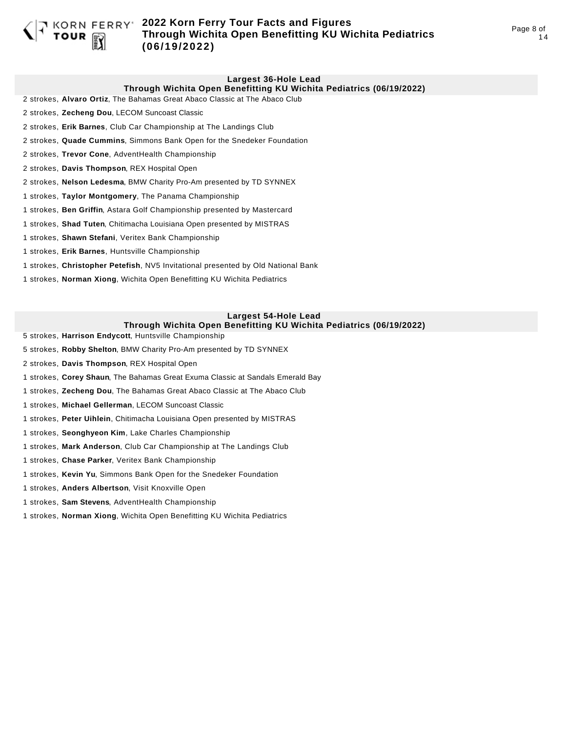## Largest 36-Hole Lead
### Through Wichita Open Benefitting KU Wichita Pediatrics (06/19/2022)

2 strokes, **Alvaro Ortiz**, The Bahamas Great Abaco Classic at The Abaco Club

2 strokes, **Zecheng Dou**, LECOM Suncoast Classic

2 strokes, **Erik Barnes**, Club Car Championship at The Landings Club

2 strokes, **Quade Cummins**, Simmons Bank Open for the Snedeker Foundation

2 strokes, **Trevor Cone**, AdventHealth Championship

2 strokes, **Davis Thompson**, REX Hospital Open

2 strokes, **Nelson Ledesma**, BMW Charity Pro-Am presented by TD SYNNEX

1 strokes, **Taylor Montgomery**, The Panama Championship

1 strokes, **Ben Griffin**, Astara Golf Championship presented by Mastercard

1 strokes, **Shad Tuten**, Chitimacha Louisiana Open presented by MISTRAS

1 strokes, **Shawn Stefani**, Veritex Bank Championship

1 strokes, **Erik Barnes**, Huntsville Championship

1 strokes, **Christopher Petefish**, NV5 Invitational presented by Old National Bank

1 strokes, **Norman Xiong**, Wichita Open Benefitting KU Wichita Pediatrics

## Largest 54-Hole Lead
### Through Wichita Open Benefitting KU Wichita Pediatrics (06/19/2022)

5 strokes, **Harrison Endycott**, Huntsville Championship

5 strokes, **Robby Shelton**, BMW Charity Pro-Am presented by TD SYNNEX

2 strokes, **Davis Thompson**, REX Hospital Open

1 strokes, **Corey Shaun**, The Bahamas Great Exuma Classic at Sandals Emerald Bay

1 strokes, **Zecheng Dou**, The Bahamas Great Abaco Classic at The Abaco Club

1 strokes, **Michael Gellerman**, LECOM Suncoast Classic

1 strokes, **Peter Uihlein**, Chitimacha Louisiana Open presented by MISTRAS

1 strokes, **Seonghyeon Kim**, Lake Charles Championship

1 strokes, **Mark Anderson**, Club Car Championship at The Landings Club

1 strokes, **Chase Parker**, Veritex Bank Championship

1 strokes, **Kevin Yu**, Simmons Bank Open for the Snedeker Foundation

1 strokes, **Anders Albertson**, Visit Knoxville Open

1 strokes, **Sam Stevens**, AdventHealth Championship

1 strokes, **Norman Xiong**, Wichita Open Benefitting KU Wichita Pediatrics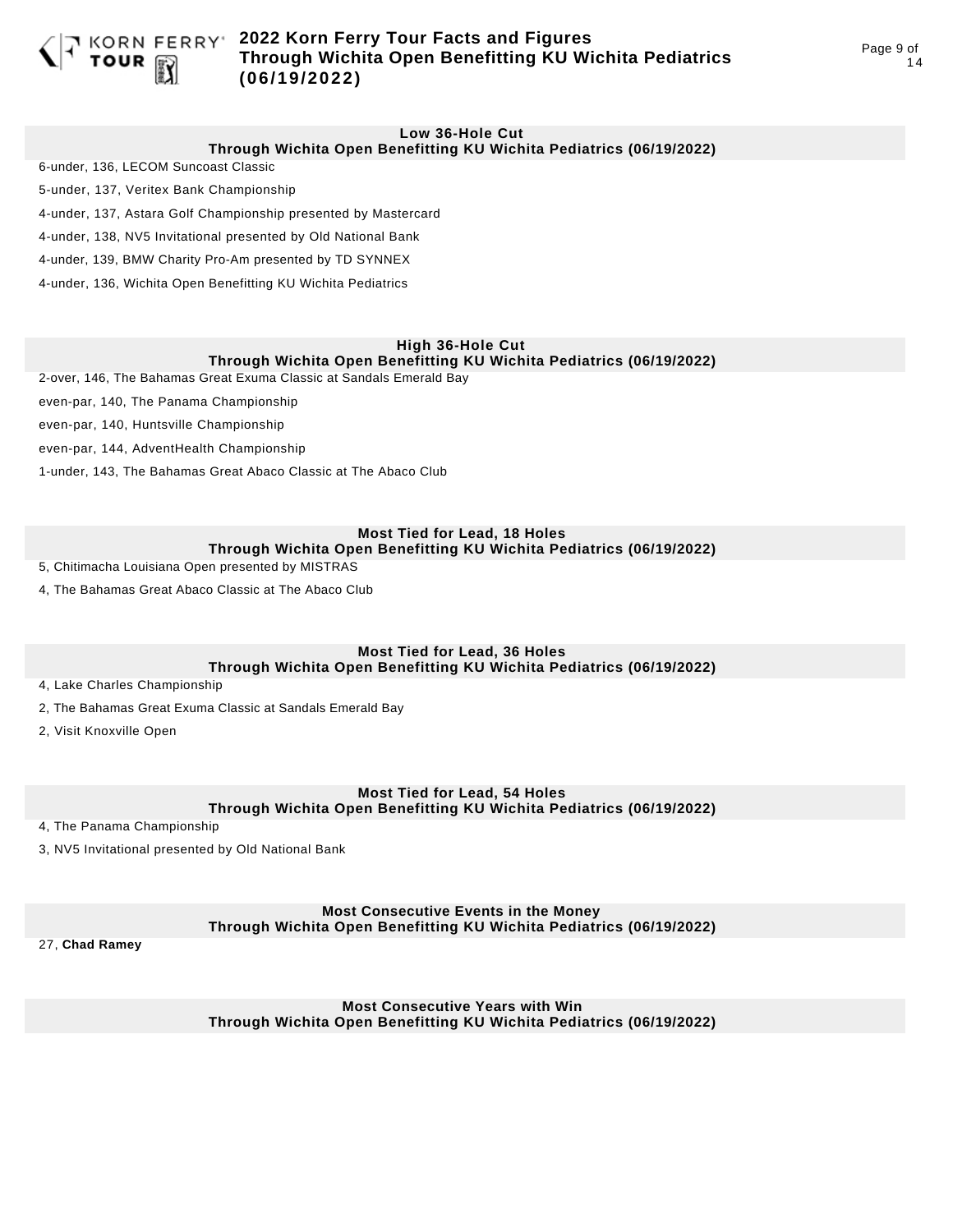## Low 36-Hole Cut
### Through Wichita Open Benefitting KU Wichita Pediatrics (06/19/2022)

6-under, 136, LECOM Suncoast Classic

5-under, 137, Veritex Bank Championship

4-under, 137, Astara Golf Championship presented by Mastercard

4-under, 138, NV5 Invitational presented by Old National Bank

4-under, 139, BMW Charity Pro-Am presented by TD SYNNEX

4-under, 136, Wichita Open Benefitting KU Wichita Pediatrics

## High 36-Hole Cut
### Through Wichita Open Benefitting KU Wichita Pediatrics (06/19/2022)

2-over, 146, The Bahamas Great Exuma Classic at Sandals Emerald Bay

even-par, 140, The Panama Championship

even-par, 140, Huntsville Championship

even-par, 144, AdventHealth Championship

1-under, 143, The Bahamas Great Abaco Classic at The Abaco Club

## Most Tied for Lead, 18 Holes
### Through Wichita Open Benefitting KU Wichita Pediatrics (06/19/2022)

5, Chitimacha Louisiana Open presented by MISTRAS

4, The Bahamas Great Abaco Classic at The Abaco Club

## Most Tied for Lead, 36 Holes
### Through Wichita Open Benefitting KU Wichita Pediatrics (06/19/2022)

4, Lake Charles Championship

2, The Bahamas Great Exuma Classic at Sandals Emerald Bay

2, Visit Knoxville Open

## Most Tied for Lead, 54 Holes
### Through Wichita Open Benefitting KU Wichita Pediatrics (06/19/2022)

4, The Panama Championship

3, NV5 Invitational presented by Old National Bank

## Most Consecutive Events in the Money
### Through Wichita Open Benefitting KU Wichita Pediatrics (06/19/2022)

27, **Chad Ramey**

## Most Consecutive Years with Win
### Through Wichita Open Benefitting KU Wichita Pediatrics (06/19/2022)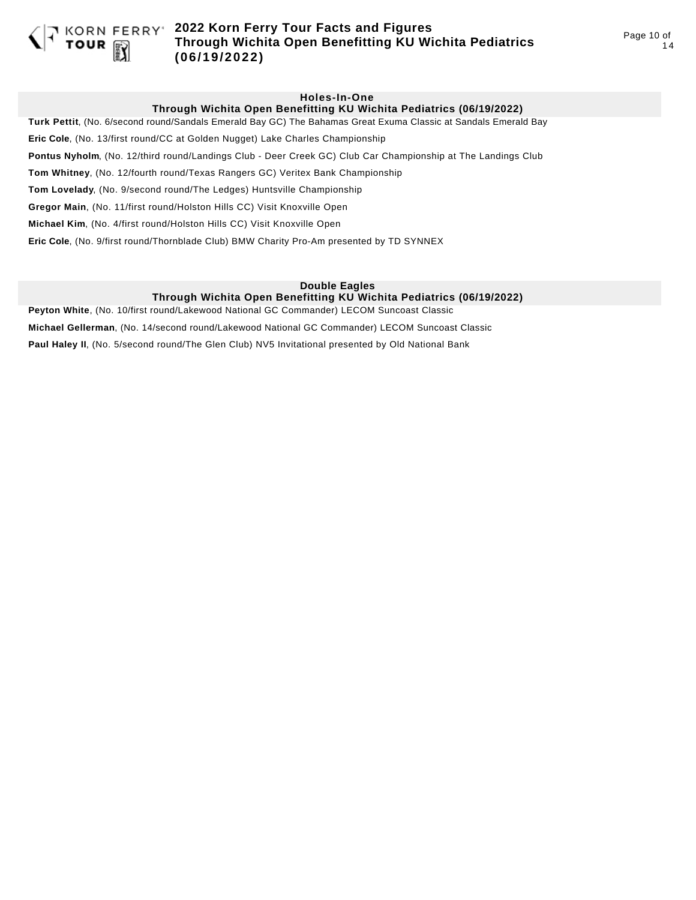## Holes-In-One

### Through Wichita Open Benefitting KU Wichita Pediatrics (06/19/2022)

**Turk Pettit**, (No. 6/second round/Sandals Emerald Bay GC) The Bahamas Great Exuma Classic at Sandals Emerald Bay

**Eric Cole**, (No. 13/first round/CC at Golden Nugget) Lake Charles Championship

**Pontus Nyholm**, (No. 12/third round/Landings Club - Deer Creek GC) Club Car Championship at The Landings Club

**Tom Whitney**, (No. 12/fourth round/Texas Rangers GC) Veritex Bank Championship

**Tom Lovelady**, (No. 9/second round/The Ledges) Huntsville Championship

**Gregor Main**, (No. 11/first round/Holston Hills CC) Visit Knoxville Open

**Michael Kim**, (No. 4/first round/Holston Hills CC) Visit Knoxville Open

**Eric Cole**, (No. 9/first round/Thornblade Club) BMW Charity Pro-Am presented by TD SYNNEX

## Double Eagles

### Through Wichita Open Benefitting KU Wichita Pediatrics (06/19/2022)

**Peyton White**, (No. 10/first round/Lakewood National GC Commander) LECOM Suncoast Classic

**Michael Gellerman**, (No. 14/second round/Lakewood National GC Commander) LECOM Suncoast Classic

**Paul Haley II**, (No. 5/second round/The Glen Club) NV5 Invitational presented by Old National Bank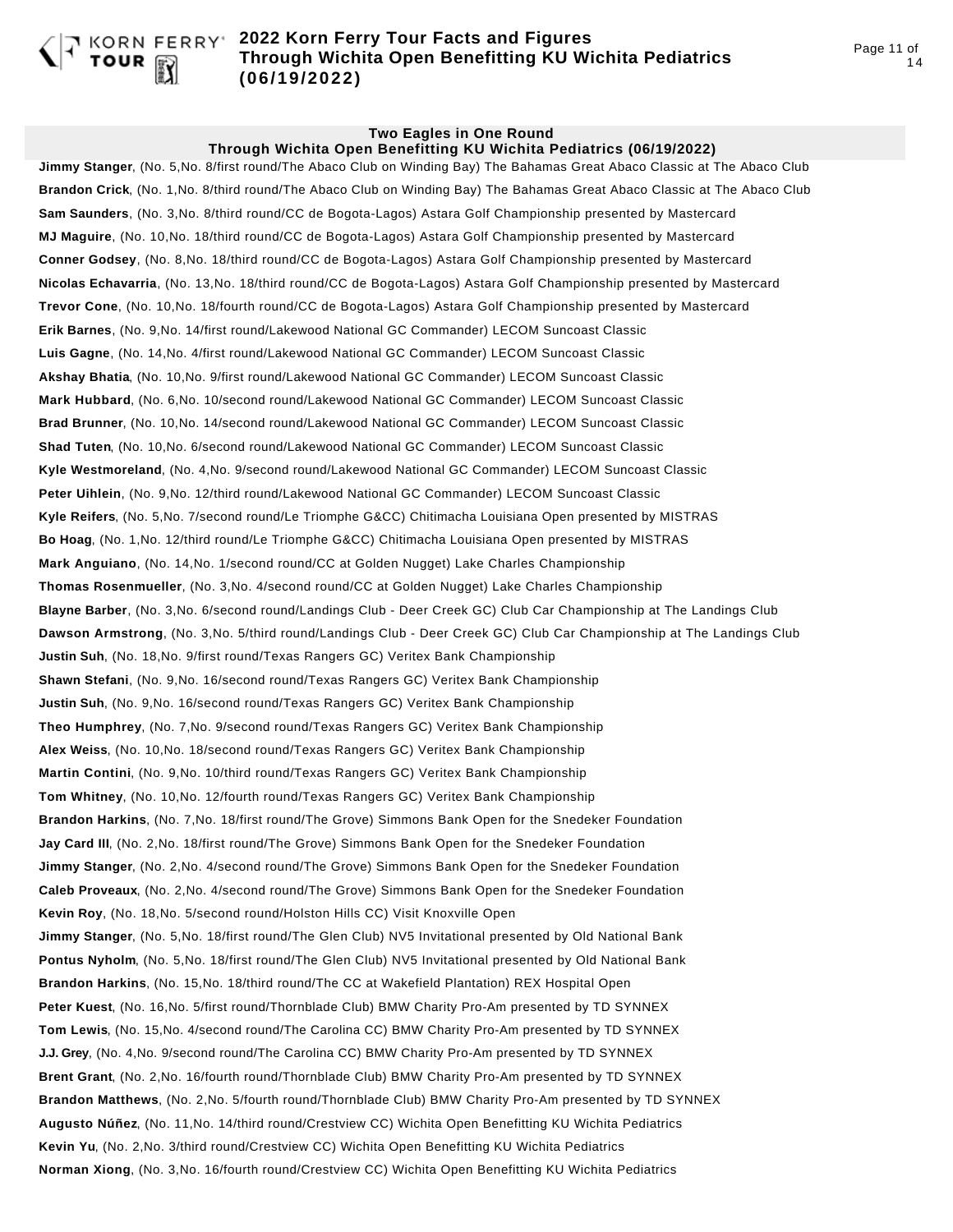## Two Eagles in One Round

### Through Wichita Open Benefitting KU Wichita Pediatrics (06/19/2022)

**Jimmy Stanger**, (No. 5,No. 8/first round/The Abaco Club on Winding Bay) The Bahamas Great Abaco Classic at The Abaco Club

**Brandon Crick**, (No. 1,No. 8/third round/The Abaco Club on Winding Bay) The Bahamas Great Abaco Classic at The Abaco Club

**Sam Saunders**, (No. 3,No. 8/third round/CC de Bogota-Lagos) Astara Golf Championship presented by Mastercard

**MJ Maguire**, (No. 10,No. 18/third round/CC de Bogota-Lagos) Astara Golf Championship presented by Mastercard

**Conner Godsey**, (No. 8,No. 18/third round/CC de Bogota-Lagos) Astara Golf Championship presented by Mastercard

**Nicolas Echavarria**, (No. 13,No. 18/third round/CC de Bogota-Lagos) Astara Golf Championship presented by Mastercard

**Trevor Cone**, (No. 10,No. 18/fourth round/CC de Bogota-Lagos) Astara Golf Championship presented by Mastercard

**Erik Barnes**, (No. 9,No. 14/first round/Lakewood National GC Commander) LECOM Suncoast Classic

**Luis Gagne**, (No. 14,No. 4/first round/Lakewood National GC Commander) LECOM Suncoast Classic

**Akshay Bhatia**, (No. 10,No. 9/first round/Lakewood National GC Commander) LECOM Suncoast Classic

**Mark Hubbard**, (No. 6,No. 10/second round/Lakewood National GC Commander) LECOM Suncoast Classic

**Brad Brunner**, (No. 10,No. 14/second round/Lakewood National GC Commander) LECOM Suncoast Classic

**Shad Tuten**, (No. 10,No. 6/second round/Lakewood National GC Commander) LECOM Suncoast Classic

**Kyle Westmoreland**, (No. 4,No. 9/second round/Lakewood National GC Commander) LECOM Suncoast Classic

**Peter Uihlein**, (No. 9,No. 12/third round/Lakewood National GC Commander) LECOM Suncoast Classic

**Kyle Reifers**, (No. 5,No. 7/second round/Le Triomphe G&CC) Chitimacha Louisiana Open presented by MISTRAS

**Bo Hoag**, (No. 1,No. 12/third round/Le Triomphe G&CC) Chitimacha Louisiana Open presented by MISTRAS

**Mark Anguiano**, (No. 14,No. 1/second round/CC at Golden Nugget) Lake Charles Championship

**Thomas Rosenmueller**, (No. 3,No. 4/second round/CC at Golden Nugget) Lake Charles Championship

**Blayne Barber**, (No. 3,No. 6/second round/Landings Club - Deer Creek GC) Club Car Championship at The Landings Club

**Dawson Armstrong**, (No. 3,No. 5/third round/Landings Club - Deer Creek GC) Club Car Championship at The Landings Club

**Justin Suh**, (No. 18,No. 9/first round/Texas Rangers GC) Veritex Bank Championship

**Shawn Stefani**, (No. 9,No. 16/second round/Texas Rangers GC) Veritex Bank Championship

**Justin Suh**, (No. 9,No. 16/second round/Texas Rangers GC) Veritex Bank Championship

**Theo Humphrey**, (No. 7,No. 9/second round/Texas Rangers GC) Veritex Bank Championship

**Alex Weiss**, (No. 10,No. 18/second round/Texas Rangers GC) Veritex Bank Championship

**Martin Contini**, (No. 9,No. 10/third round/Texas Rangers GC) Veritex Bank Championship

**Tom Whitney**, (No. 10,No. 12/fourth round/Texas Rangers GC) Veritex Bank Championship

**Brandon Harkins**, (No. 7,No. 18/first round/The Grove) Simmons Bank Open for the Snedeker Foundation

**Jay Card III**, (No. 2,No. 18/first round/The Grove) Simmons Bank Open for the Snedeker Foundation

**Jimmy Stanger**, (No. 2,No. 4/second round/The Grove) Simmons Bank Open for the Snedeker Foundation

**Caleb Proveaux**, (No. 2,No. 4/second round/The Grove) Simmons Bank Open for the Snedeker Foundation

**Kevin Roy**, (No. 18,No. 5/second round/Holston Hills CC) Visit Knoxville Open

**Jimmy Stanger**, (No. 5,No. 18/first round/The Glen Club) NV5 Invitational presented by Old National Bank

**Pontus Nyholm**, (No. 5,No. 18/first round/The Glen Club) NV5 Invitational presented by Old National Bank

**Brandon Harkins**, (No. 15,No. 18/third round/The CC at Wakefield Plantation) REX Hospital Open

**Peter Kuest**, (No. 16,No. 5/first round/Thornblade Club) BMW Charity Pro-Am presented by TD SYNNEX

**Tom Lewis**, (No. 15,No. 4/second round/The Carolina CC) BMW Charity Pro-Am presented by TD SYNNEX

**J.J. Grey**, (No. 4,No. 9/second round/The Carolina CC) BMW Charity Pro-Am presented by TD SYNNEX

**Brent Grant**, (No. 2,No. 16/fourth round/Thornblade Club) BMW Charity Pro-Am presented by TD SYNNEX

**Brandon Matthews**, (No. 2,No. 5/fourth round/Thornblade Club) BMW Charity Pro-Am presented by TD SYNNEX

**Augusto Núñez**, (No. 11,No. 14/third round/Crestview CC) Wichita Open Benefitting KU Wichita Pediatrics

**Kevin Yu**, (No. 2,No. 3/third round/Crestview CC) Wichita Open Benefitting KU Wichita Pediatrics

**Norman Xiong**, (No. 3,No. 16/fourth round/Crestview CC) Wichita Open Benefitting KU Wichita Pediatrics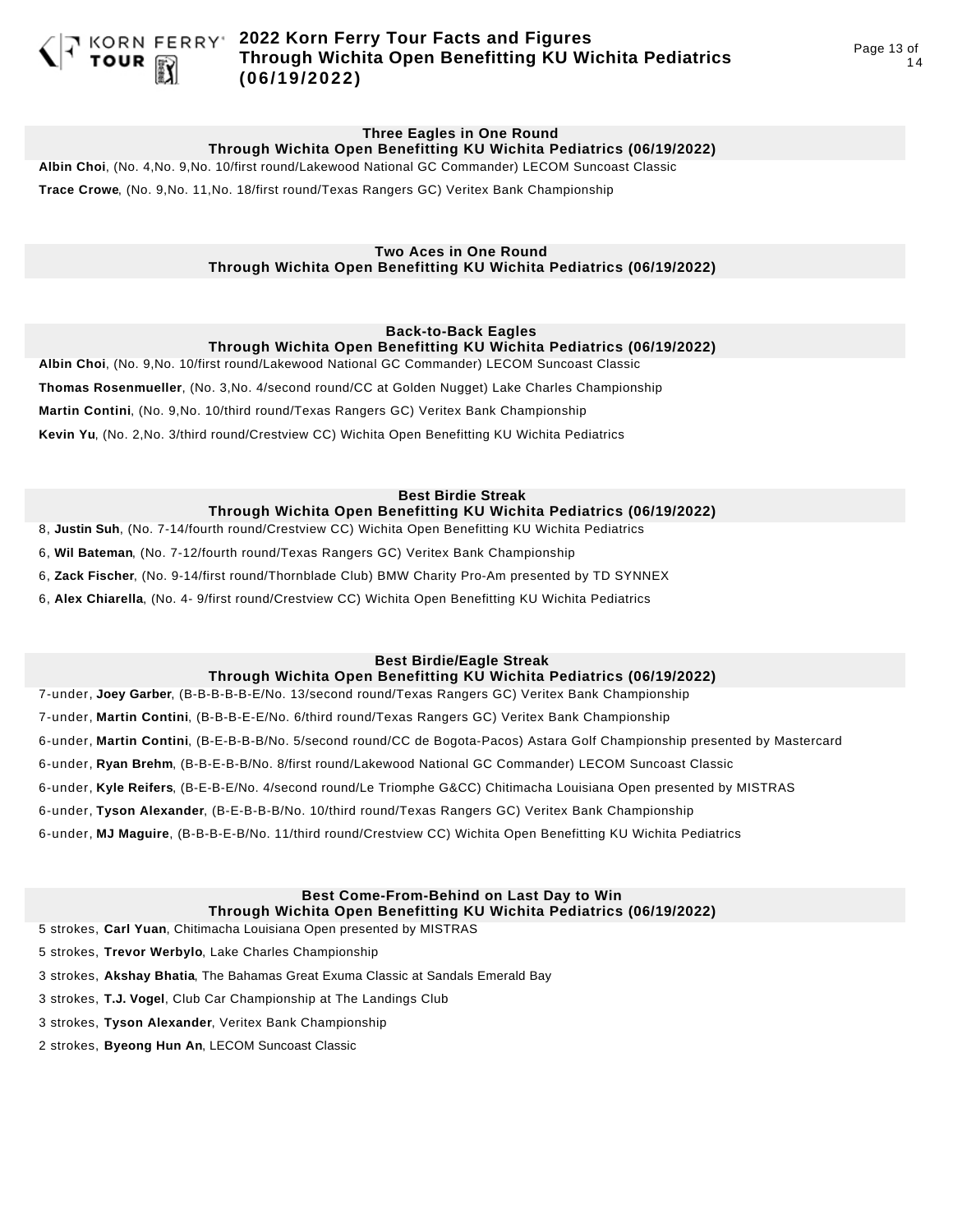### Three Eagles in One Round
### Through Wichita Open Benefitting KU Wichita Pediatrics (06/19/2022)

**Albin Choi**, (No. 4,No. 9,No. 10/first round/Lakewood National GC Commander) LECOM Suncoast Classic

**Trace Crowe**, (No. 9,No. 11,No. 18/first round/Texas Rangers GC) Veritex Bank Championship

### Two Aces in One Round
### Through Wichita Open Benefitting KU Wichita Pediatrics (06/19/2022)

### Back-to-Back Eagles
### Through Wichita Open Benefitting KU Wichita Pediatrics (06/19/2022)

**Albin Choi**, (No. 9,No. 10/first round/Lakewood National GC Commander) LECOM Suncoast Classic

**Thomas Rosenmueller**, (No. 3,No. 4/second round/CC at Golden Nugget) Lake Charles Championship

**Martin Contini**, (No. 9,No. 10/third round/Texas Rangers GC) Veritex Bank Championship

**Kevin Yu**, (No. 2,No. 3/third round/Crestview CC) Wichita Open Benefitting KU Wichita Pediatrics

### Best Birdie Streak
### Through Wichita Open Benefitting KU Wichita Pediatrics (06/19/2022)

8, **Justin Suh**, (No. 7-14/fourth round/Crestview CC) Wichita Open Benefitting KU Wichita Pediatrics

6, **Wil Bateman**, (No. 7-12/fourth round/Texas Rangers GC) Veritex Bank Championship

6, **Zack Fischer**, (No. 9-14/first round/Thornblade Club) BMW Charity Pro-Am presented by TD SYNNEX

6, **Alex Chiarella**, (No. 4- 9/first round/Crestview CC) Wichita Open Benefitting KU Wichita Pediatrics

### Best Birdie/Eagle Streak
### Through Wichita Open Benefitting KU Wichita Pediatrics (06/19/2022)

7-under, **Joey Garber**, (B-B-B-B-B-E/No. 13/second round/Texas Rangers GC) Veritex Bank Championship

7-under, **Martin Contini**, (B-B-B-E-E/No. 6/third round/Texas Rangers GC) Veritex Bank Championship

6-under, **Martin Contini**, (B-E-B-B-B/No. 5/second round/CC de Bogota-Pacos) Astara Golf Championship presented by Mastercard

6-under, **Ryan Brehm**, (B-B-E-B-B/No. 8/first round/Lakewood National GC Commander) LECOM Suncoast Classic

6-under, **Kyle Reifers**, (B-E-B-E/No. 4/second round/Le Triomphe G&CC) Chitimacha Louisiana Open presented by MISTRAS

6-under, **Tyson Alexander**, (B-E-B-B-B/No. 10/third round/Texas Rangers GC) Veritex Bank Championship

6-under, **MJ Maguire**, (B-B-B-E-B/No. 11/third round/Crestview CC) Wichita Open Benefitting KU Wichita Pediatrics

### Best Come-From-Behind on Last Day to Win
### Through Wichita Open Benefitting KU Wichita Pediatrics (06/19/2022)

5 strokes, **Carl Yuan**, Chitimacha Louisiana Open presented by MISTRAS

5 strokes, **Trevor Werbylo**, Lake Charles Championship

3 strokes, **Akshay Bhatia**, The Bahamas Great Exuma Classic at Sandals Emerald Bay

3 strokes, **T.J. Vogel**, Club Car Championship at The Landings Club

3 strokes, **Tyson Alexander**, Veritex Bank Championship

2 strokes, **Byeong Hun An**, LECOM Suncoast Classic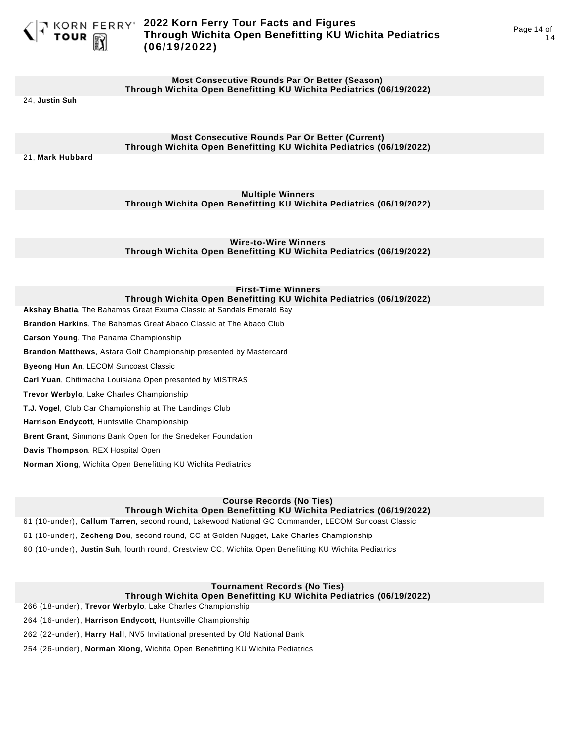## Most Consecutive Rounds Par Or Better (Season)
**Through Wichita Open Benefitting KU Wichita Pediatrics (06/19/2022)**

24, **Justin Suh**

## Most Consecutive Rounds Par Or Better (Current)
**Through Wichita Open Benefitting KU Wichita Pediatrics (06/19/2022)**

21, **Mark Hubbard**

## Multiple Winners
**Through Wichita Open Benefitting KU Wichita Pediatrics (06/19/2022)**

## Wire-to-Wire Winners
**Through Wichita Open Benefitting KU Wichita Pediatrics (06/19/2022)**

## First-Time Winners
**Through Wichita Open Benefitting KU Wichita Pediatrics (06/19/2022)**

**Akshay Bhatia**, The Bahamas Great Exuma Classic at Sandals Emerald Bay

**Brandon Harkins**, The Bahamas Great Abaco Classic at The Abaco Club

**Carson Young**, The Panama Championship

**Brandon Matthews**, Astara Golf Championship presented by Mastercard

**Byeong Hun An**, LECOM Suncoast Classic

**Carl Yuan**, Chitimacha Louisiana Open presented by MISTRAS

**Trevor Werbylo**, Lake Charles Championship

**T.J. Vogel**, Club Car Championship at The Landings Club

**Harrison Endycott**, Huntsville Championship

**Brent Grant**, Simmons Bank Open for the Snedeker Foundation

**Davis Thompson**, REX Hospital Open

**Norman Xiong**, Wichita Open Benefitting KU Wichita Pediatrics

## Course Records (No Ties)
**Through Wichita Open Benefitting KU Wichita Pediatrics (06/19/2022)**

61 (10-under), **Callum Tarren**, second round, Lakewood National GC Commander, LECOM Suncoast Classic

61 (10-under), **Zecheng Dou**, second round, CC at Golden Nugget, Lake Charles Championship

60 (10-under), **Justin Suh**, fourth round, Crestview CC, Wichita Open Benefitting KU Wichita Pediatrics

## Tournament Records (No Ties)
**Through Wichita Open Benefitting KU Wichita Pediatrics (06/19/2022)**

266 (18-under), **Trevor Werbylo**, Lake Charles Championship

264 (16-under), **Harrison Endycott**, Huntsville Championship

262 (22-under), **Harry Hall**, NV5 Invitational presented by Old National Bank

254 (26-under), **Norman Xiong**, Wichita Open Benefitting KU Wichita Pediatrics